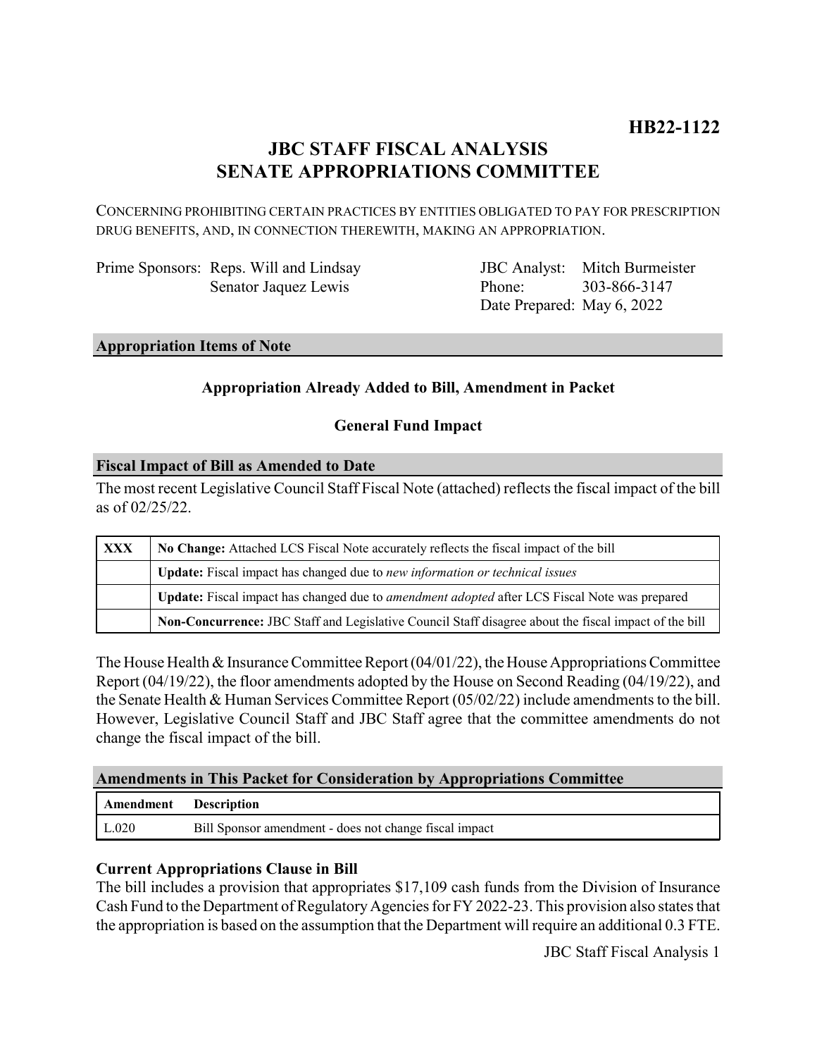**HB22-1122**

# JBC STAFF FISCAL ANALYSIS
# SENATE APPROPRIATIONS COMMITTEE

CONCERNING PROHIBITING CERTAIN PRACTICES BY ENTITIES OBLIGATED TO PAY FOR PRESCRIPTION DRUG BENEFITS, AND, IN CONNECTION THEREWITH, MAKING AN APPROPRIATION.

Prime Sponsors: Reps. Will and Lindsay
Senator Jaquez Lewis

JBC Analyst: Mitch Burmeister
Phone: 303-866-3147
Date Prepared: May 6, 2022

## Appropriation Items of Note

**Appropriation Already Added to Bill, Amendment in Packet**

**General Fund Impact**

## Fiscal Impact of Bill as Amended to Date

The most recent Legislative Council Staff Fiscal Note (attached) reflects the fiscal impact of the bill as of 02/25/22.

| | |
|---|---|
| **XXX** | **No Change:** Attached LCS Fiscal Note accurately reflects the fiscal impact of the bill |
| | **Update:** Fiscal impact has changed due to *new information or technical issues* |
| | **Update:** Fiscal impact has changed due to *amendment adopted* after LCS Fiscal Note was prepared |
| | **Non-Concurrence:** JBC Staff and Legislative Council Staff disagree about the fiscal impact of the bill |

The House Health & Insurance Committee Report (04/01/22), the House Appropriations Committee Report (04/19/22), the floor amendments adopted by the House on Second Reading (04/19/22), and the Senate Health & Human Services Committee Report (05/02/22) include amendments to the bill. However, Legislative Council Staff and JBC Staff agree that the committee amendments do not change the fiscal impact of the bill.

## Amendments in This Packet for Consideration by Appropriations Committee

| Amendment | Description |
|---|---|
| L.020 | Bill Sponsor amendment - does not change fiscal impact |

**Current Appropriations Clause in Bill**

The bill includes a provision that appropriates $17,109 cash funds from the Division of Insurance Cash Fund to the Department of Regulatory Agencies for FY 2022-23. This provision also states that the appropriation is based on the assumption that the Department will require an additional 0.3 FTE.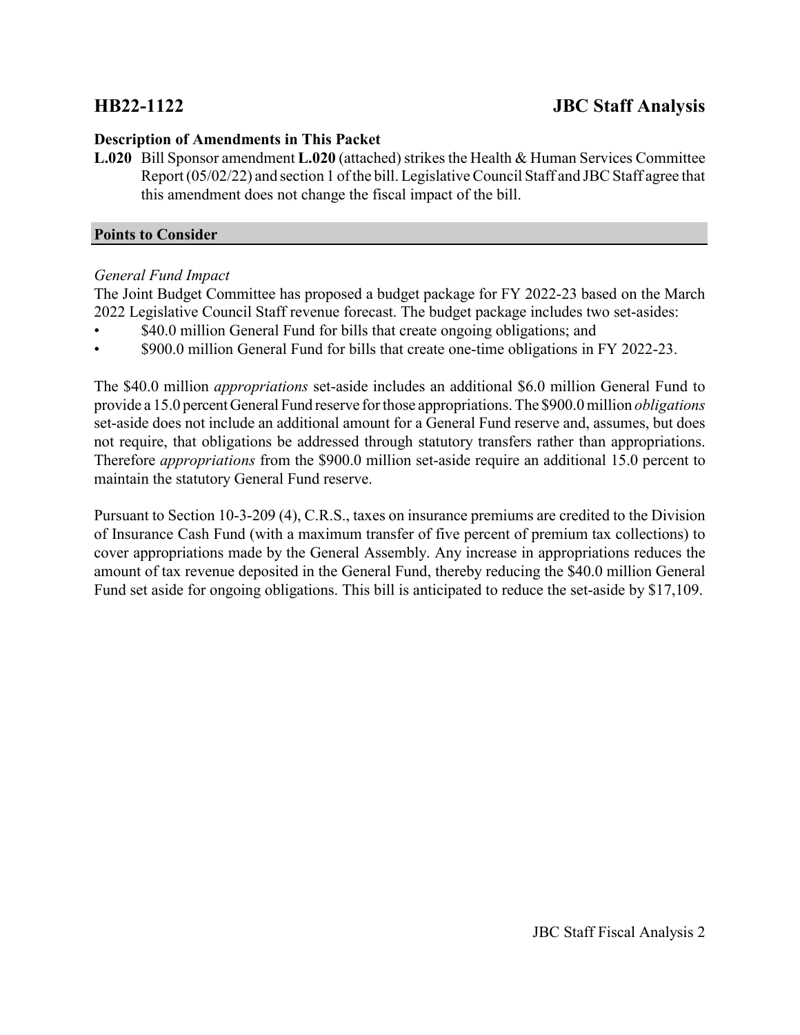**HB22-1122** **JBC Staff Analysis**

**Description of Amendments in This Packet**

**L.020** Bill Sponsor amendment **L.020** (attached) strikes the Health & Human Services Committee Report (05/02/22) and section 1 of the bill. Legislative Council Staff and JBC Staff agree that this amendment does not change the fiscal impact of the bill.

## Points to Consider

*General Fund Impact*

The Joint Budget Committee has proposed a budget package for FY 2022-23 based on the March 2022 Legislative Council Staff revenue forecast. The budget package includes two set-asides:

- $40.0 million General Fund for bills that create ongoing obligations; and
- $900.0 million General Fund for bills that create one-time obligations in FY 2022-23.

The $40.0 million *appropriations* set-aside includes an additional $6.0 million General Fund to provide a 15.0 percent General Fund reserve for those appropriations. The $900.0 million *obligations* set-aside does not include an additional amount for a General Fund reserve and, assumes, but does not require, that obligations be addressed through statutory transfers rather than appropriations. Therefore *appropriations* from the $900.0 million set-aside require an additional 15.0 percent to maintain the statutory General Fund reserve.

Pursuant to Section 10-3-209 (4), C.R.S., taxes on insurance premiums are credited to the Division of Insurance Cash Fund (with a maximum transfer of five percent of premium tax collections) to cover appropriations made by the General Assembly. Any increase in appropriations reduces the amount of tax revenue deposited in the General Fund, thereby reducing the $40.0 million General Fund set aside for ongoing obligations. This bill is anticipated to reduce the set-aside by $17,109.